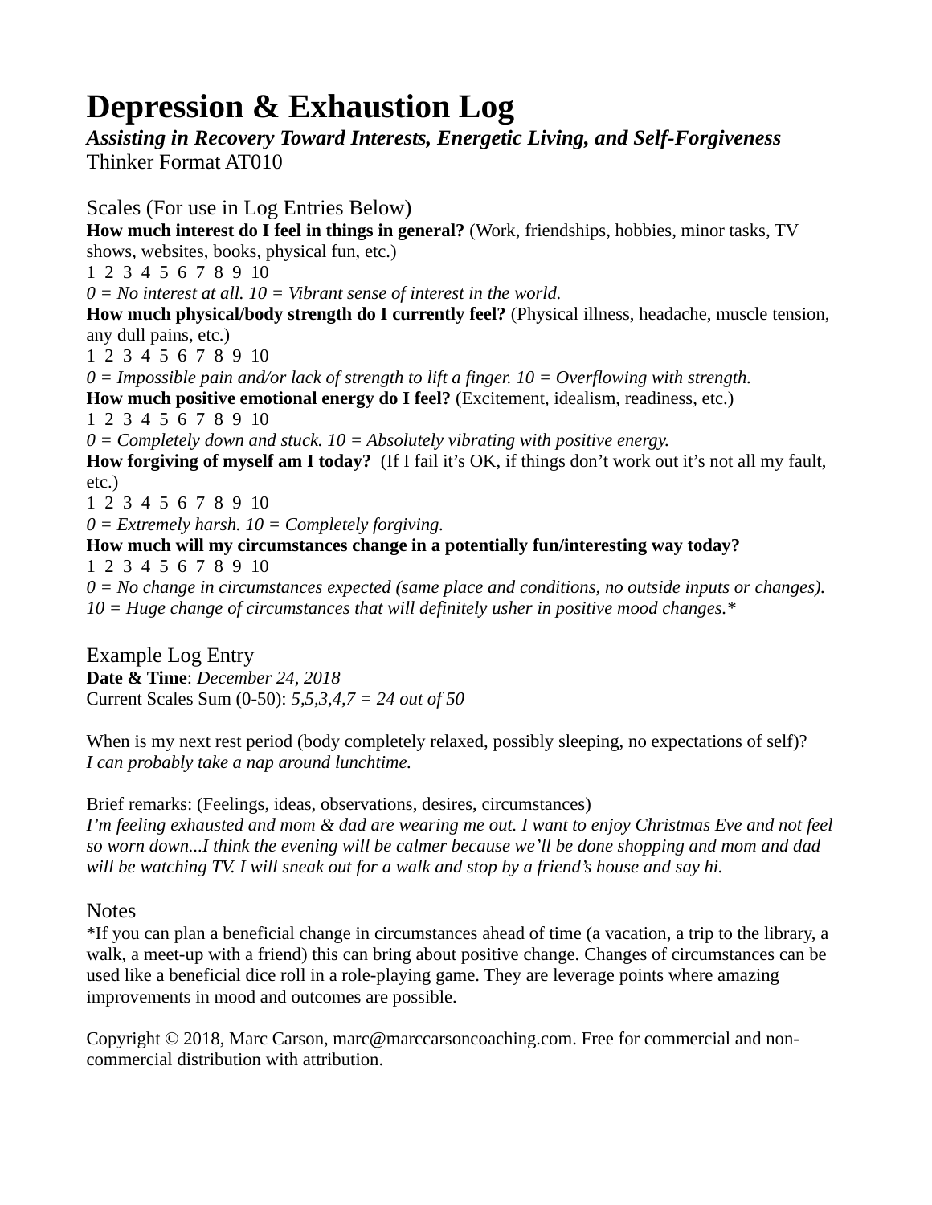# Depression & Exhaustion Log

***Assisting in Recovery Toward Interests, Energetic Living, and Self-Forgiveness***

Thinker Format AT010

## Scales (For use in Log Entries Below)

**How much interest do I feel in things in general?** (Work, friendships, hobbies, minor tasks, TV shows, websites, books, physical fun, etc.)

1 2 3 4 5 6 7 8 9 10

*0 = No interest at all. 10 = Vibrant sense of interest in the world.*

**How much physical/body strength do I currently feel?** (Physical illness, headache, muscle tension, any dull pains, etc.)

1 2 3 4 5 6 7 8 9 10

*0 = Impossible pain and/or lack of strength to lift a finger. 10 = Overflowing with strength.*

**How much positive emotional energy do I feel?** (Excitement, idealism, readiness, etc.)

1 2 3 4 5 6 7 8 9 10

*0 = Completely down and stuck. 10 = Absolutely vibrating with positive energy.*

**How forgiving of myself am I today?** (If I fail it's OK, if things don't work out it's not all my fault, etc.)

1 2 3 4 5 6 7 8 9 10

*0 = Extremely harsh. 10 = Completely forgiving.*

**How much will my circumstances change in a potentially fun/interesting way today?**

1 2 3 4 5 6 7 8 9 10

*0 = No change in circumstances expected (same place and conditions, no outside inputs or changes). 10 = Huge change of circumstances that will definitely usher in positive mood changes.**

## Example Log Entry

**Date & Time**: *December 24, 2018*

Current Scales Sum (0-50): *5,5,3,4,7 = 24 out of 50*

When is my next rest period (body completely relaxed, possibly sleeping, no expectations of self)?

*I can probably take a nap around lunchtime.*

Brief remarks: (Feelings, ideas, observations, desires, circumstances)

*I'm feeling exhausted and mom & dad are wearing me out. I want to enjoy Christmas Eve and not feel so worn down...I think the evening will be calmer because we'll be done shopping and mom and dad will be watching TV. I will sneak out for a walk and stop by a friend's house and say hi.*

## Notes

*If you can plan a beneficial change in circumstances ahead of time (a vacation, a trip to the library, a walk, a meet-up with a friend) this can bring about positive change. Changes of circumstances can be used like a beneficial dice roll in a role-playing game. They are leverage points where amazing improvements in mood and outcomes are possible.

Copyright © 2018, Marc Carson, marc@marccarsoncoaching.com. Free for commercial and non-commercial distribution with attribution.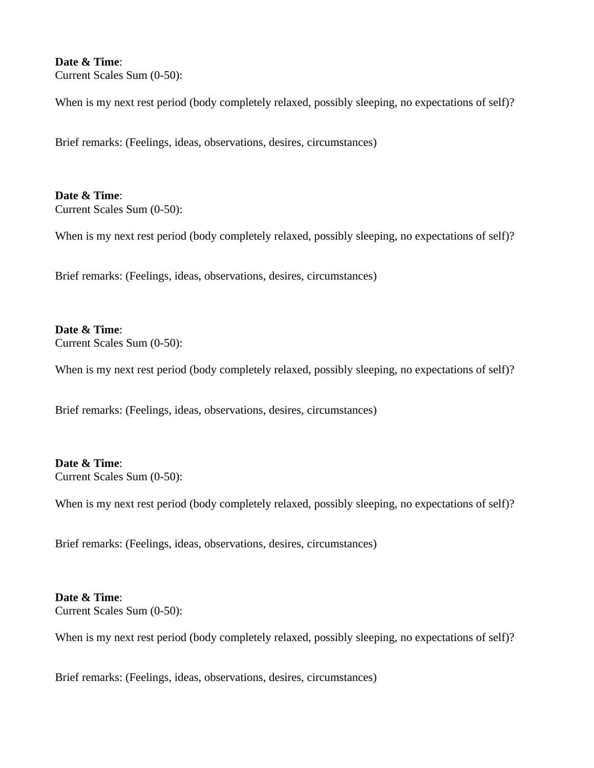**Date & Time**:
Current Scales Sum (0-50):

When is my next rest period (body completely relaxed, possibly sleeping, no expectations of self)?

Brief remarks: (Feelings, ideas, observations, desires, circumstances)

**Date & Time**:
Current Scales Sum (0-50):

When is my next rest period (body completely relaxed, possibly sleeping, no expectations of self)?

Brief remarks: (Feelings, ideas, observations, desires, circumstances)

**Date & Time**:
Current Scales Sum (0-50):

When is my next rest period (body completely relaxed, possibly sleeping, no expectations of self)?

Brief remarks: (Feelings, ideas, observations, desires, circumstances)

**Date & Time**:
Current Scales Sum (0-50):

When is my next rest period (body completely relaxed, possibly sleeping, no expectations of self)?

Brief remarks: (Feelings, ideas, observations, desires, circumstances)

**Date & Time**:
Current Scales Sum (0-50):

When is my next rest period (body completely relaxed, possibly sleeping, no expectations of self)?

Brief remarks: (Feelings, ideas, observations, desires, circumstances)